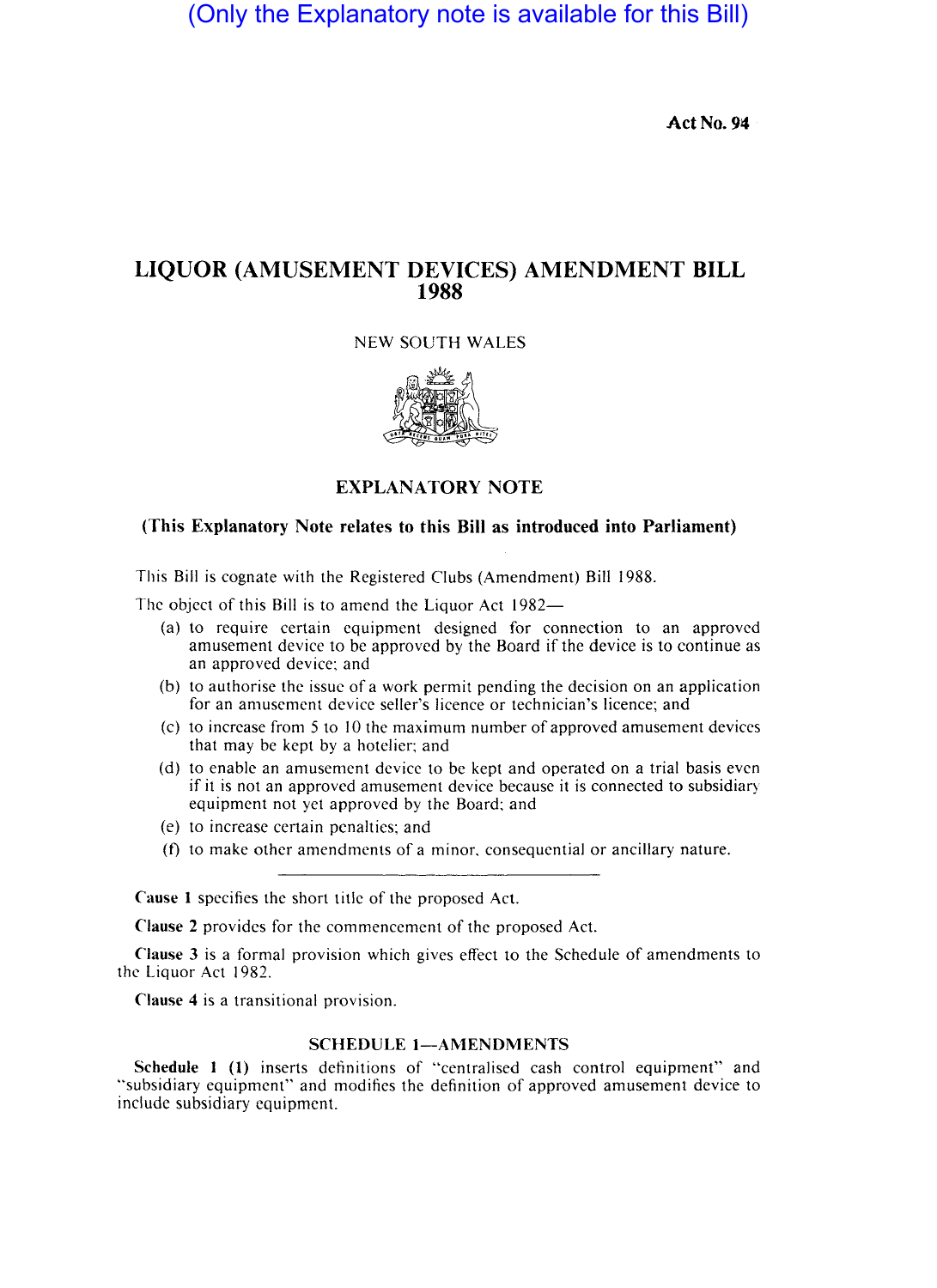(Only the Explanatory note is available for this Bill)

**Act No. 94**

# LIQUOR (AMUSEMENT DEVICES) AMENDMENT BILL 1988

NEW SOUTH WALES

## EXPLANATORY NOTE

**(This Explanatory Note relates to this Bill as introduced into Parliament)**

This Bill is cognate with the Registered Clubs (Amendment) Bill 1988.

The object of this Bill is to amend the Liquor Act 1982—

(a) to require certain equipment designed for connection to an approved amusement device to be approved by the Board if the device is to continue as an approved device; and

(b) to authorise the issue of a work permit pending the decision on an application for an amusement device seller's licence or technician's licence; and

(c) to increase from 5 to 10 the maximum number of approved amusement devices that may be kept by a hotelier; and

(d) to enable an amusement device to be kept and operated on a trial basis even if it is not an approved amusement device because it is connected to subsidiary equipment not yet approved by the Board; and

(e) to increase certain penalties; and

(f) to make other amendments of a minor, consequential or ancillary nature.

---

**Cause 1** specifies the short title of the proposed Act.

**Clause 2** provides for the commencement of the proposed Act.

**Clause 3** is a formal provision which gives effect to the Schedule of amendments to the Liquor Act 1982.

**Clause 4** is a transitional provision.

### SCHEDULE 1—AMENDMENTS

**Schedule 1 (1)** inserts definitions of "centralised cash control equipment" and "subsidiary equipment" and modifies the definition of approved amusement device to include subsidiary equipment.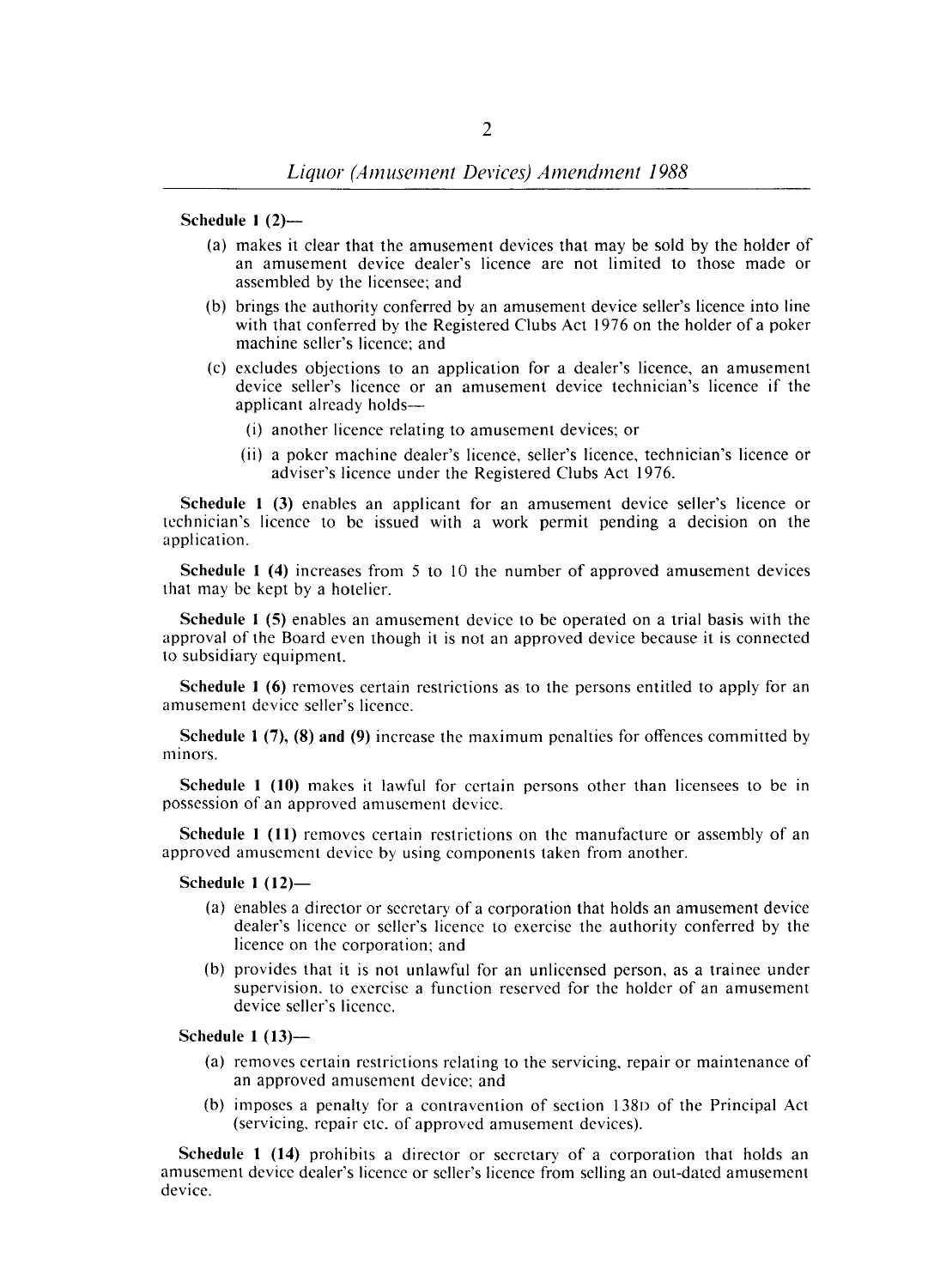**Schedule 1 (2)**—

(a) makes it clear that the amusement devices that may be sold by the holder of an amusement device dealer's licence are not limited to those made or assembled by the licensee; and

(b) brings the authority conferred by an amusement device seller's licence into line with that conferred by the Registered Clubs Act 1976 on the holder of a poker machine seller's licence; and

(c) excludes objections to an application for a dealer's licence, an amusement device seller's licence or an amusement device technician's licence if the applicant already holds—

(i) another licence relating to amusement devices; or

(ii) a poker machine dealer's licence, seller's licence, technician's licence or adviser's licence under the Registered Clubs Act 1976.

**Schedule 1 (3)** enables an applicant for an amusement device seller's licence or technician's licence to be issued with a work permit pending a decision on the application.

**Schedule 1 (4)** increases from 5 to 10 the number of approved amusement devices that may be kept by a hotelier.

**Schedule 1 (5)** enables an amusement device to be operated on a trial basis with the approval of the Board even though it is not an approved device because it is connected to subsidiary equipment.

**Schedule 1 (6)** removes certain restrictions as to the persons entitled to apply for an amusement device seller's licence.

**Schedule 1 (7), (8) and (9)** increase the maximum penalties for offences committed by minors.

**Schedule 1 (10)** makes it lawful for certain persons other than licensees to be in possession of an approved amusement device.

**Schedule 1 (11)** removes certain restrictions on the manufacture or assembly of an approved amusement device by using components taken from another.

**Schedule 1 (12)**—

(a) enables a director or secretary of a corporation that holds an amusement device dealer's licence or seller's licence to exercise the authority conferred by the licence on the corporation; and

(b) provides that it is not unlawful for an unlicensed person, as a trainee under supervision, to exercise a function reserved for the holder of an amusement device seller's licence.

**Schedule 1 (13)**—

(a) removes certain restrictions relating to the servicing, repair or maintenance of an approved amusement device; and

(b) imposes a penalty for a contravention of section 138D of the Principal Act (servicing, repair etc. of approved amusement devices).

**Schedule 1 (14)** prohibits a director or secretary of a corporation that holds an amusement device dealer's licence or seller's licence from selling an out-dated amusement device.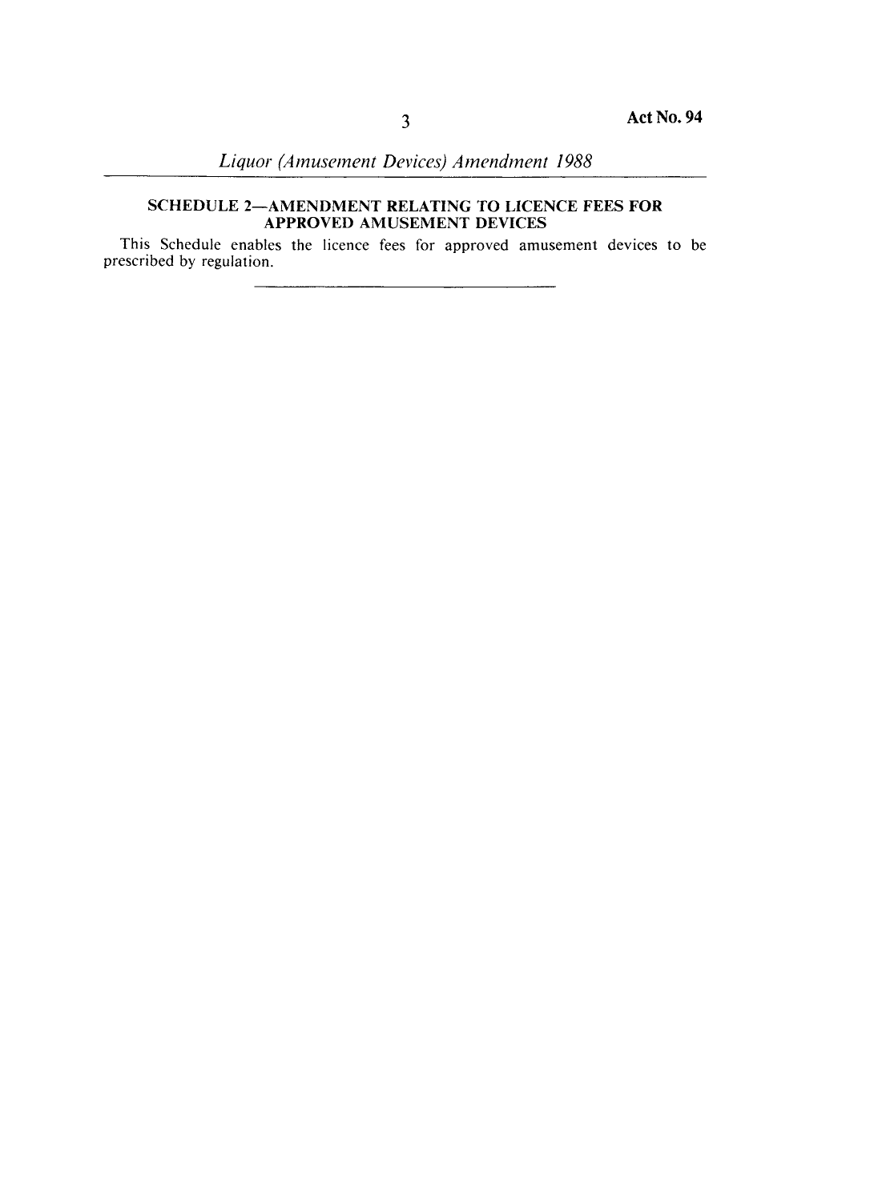## SCHEDULE 2—AMENDMENT RELATING TO LICENCE FEES FOR APPROVED AMUSEMENT DEVICES

This Schedule enables the licence fees for approved amusement devices to be prescribed by regulation.